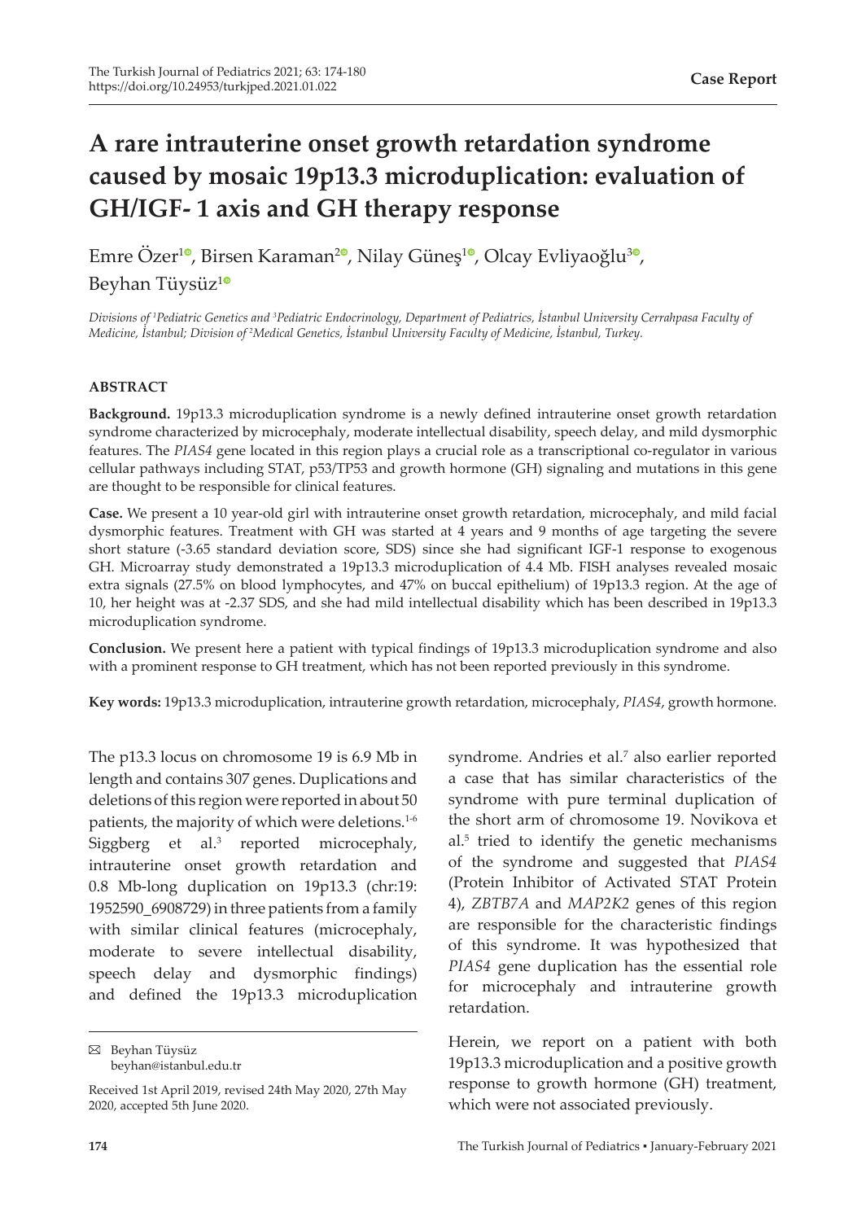Case Report

# A rare intrauterine onset growth retardation syndrome caused by mosaic 19p13.3 microduplication: evaluation of GH/IGF- 1 axis and GH therapy response

Emre Özer[1], Birsen Karaman[2], Nilay Güneş[1], Olcay Evliyaoğlu[3], Beyhan Tüysüz[1]

*Divisions of [1]Pediatric Genetics and [3]Pediatric Endocrinology, Department of Pediatrics, İstanbul University Cerrahpasa Faculty of Medicine, İstanbul; Division of [2]Medical Genetics, İstanbul University Faculty of Medicine, İstanbul, Turkey.*

## ABSTRACT

**Background.** 19p13.3 microduplication syndrome is a newly defined intrauterine onset growth retardation syndrome characterized by microcephaly, moderate intellectual disability, speech delay, and mild dysmorphic features. The *PIAS4* gene located in this region plays a crucial role as a transcriptional co-regulator in various cellular pathways including STAT, p53/TP53 and growth hormone (GH) signaling and mutations in this gene are thought to be responsible for clinical features.

**Case.** We present a 10 year-old girl with intrauterine onset growth retardation, microcephaly, and mild facial dysmorphic features. Treatment with GH was started at 4 years and 9 months of age targeting the severe short stature (-3.65 standard deviation score, SDS) since she had significant IGF-1 response to exogenous GH. Microarray study demonstrated a 19p13.3 microduplication of 4.4 Mb. FISH analyses revealed mosaic extra signals (27.5% on blood lymphocytes, and 47% on buccal epithelium) of 19p13.3 region. At the age of 10, her height was at -2.37 SDS, and she had mild intellectual disability which has been described in 19p13.3 microduplication syndrome.

**Conclusion.** We present here a patient with typical findings of 19p13.3 microduplication syndrome and also with a prominent response to GH treatment, which has not been reported previously in this syndrome.

**Key words:** 19p13.3 microduplication, intrauterine growth retardation, microcephaly, *PIAS4*, growth hormone.

The p13.3 locus on chromosome 19 is 6.9 Mb in length and contains 307 genes. Duplications and deletions of this region were reported in about 50 patients, the majority of which were deletions.[1-6] Siggberg et al.[3] reported microcephaly, intrauterine onset growth retardation and 0.8 Mb-long duplication on 19p13.3 (chr:19: 1952590_6908729) in three patients from a family with similar clinical features (microcephaly, moderate to severe intellectual disability, speech delay and dysmorphic findings) and defined the 19p13.3 microduplication syndrome. Andries et al.[7] also earlier reported a case that has similar characteristics of the syndrome with pure terminal duplication of the short arm of chromosome 19. Novikova et al.[5] tried to identify the genetic mechanisms of the syndrome and suggested that *PIAS4* (Protein Inhibitor of Activated STAT Protein 4), *ZBTB7A* and *MAP2K2* genes of this region are responsible for the characteristic findings of this syndrome. It was hypothesized that *PIAS4* gene duplication has the essential role for microcephaly and intrauterine growth retardation.

Herein, we report on a patient with both 19p13.3 microduplication and a positive growth response to growth hormone (GH) treatment, which were not associated previously.

✉ Beyhan Tüysüz
beyhan@istanbul.edu.tr

Received 1st April 2019, revised 24th May 2020, 27th May 2020, accepted 5th June 2020.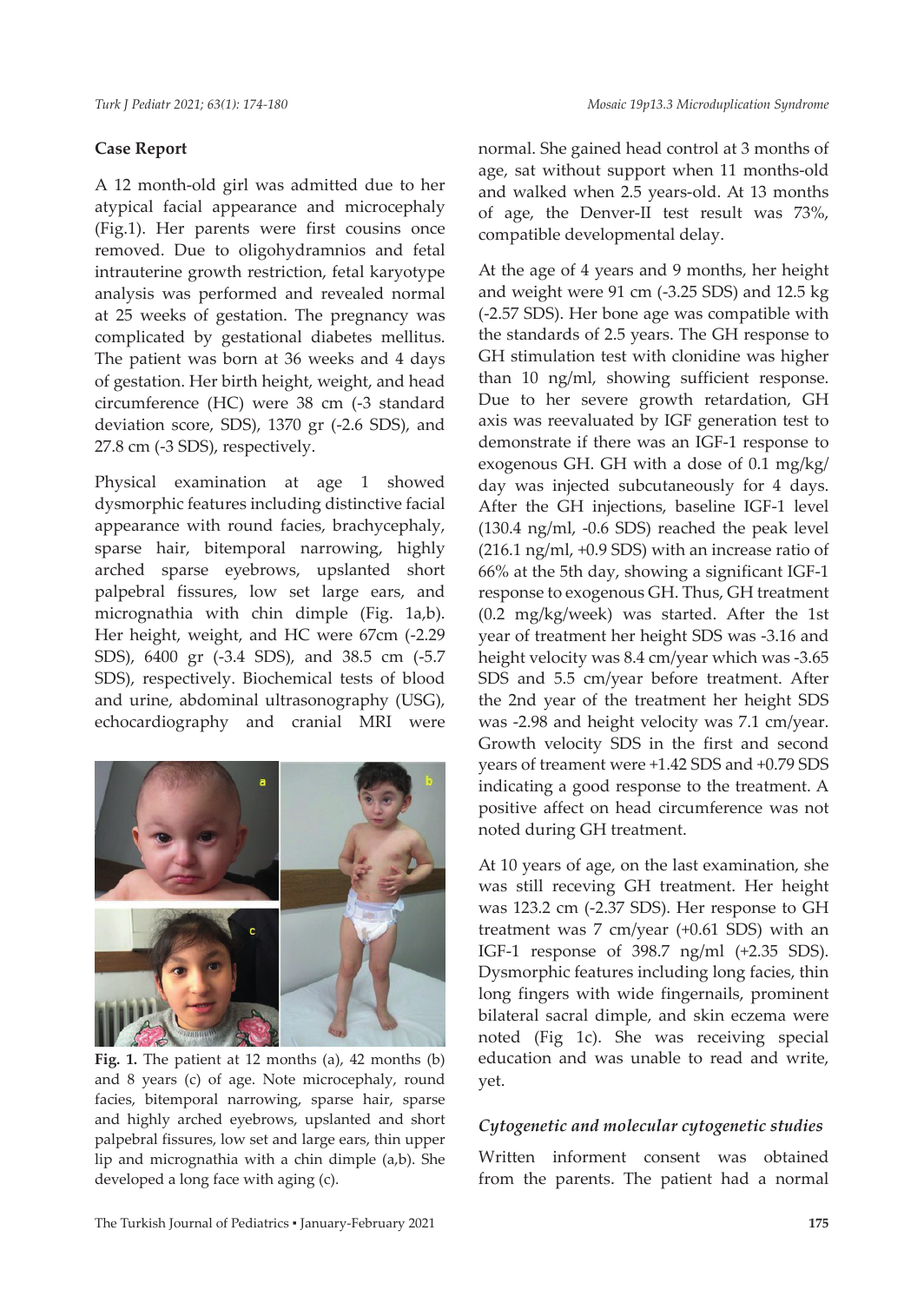## Case Report

A 12 month-old girl was admitted due to her atypical facial appearance and microcephaly (Fig.1). Her parents were first cousins once removed. Due to oligohydramnios and fetal intrauterine growth restriction, fetal karyotype analysis was performed and revealed normal at 25 weeks of gestation. The pregnancy was complicated by gestational diabetes mellitus. The patient was born at 36 weeks and 4 days of gestation. Her birth height, weight, and head circumference (HC) were 38 cm (-3 standard deviation score, SDS), 1370 gr (-2.6 SDS), and 27.8 cm (-3 SDS), respectively.

Physical examination at age 1 showed dysmorphic features including distinctive facial appearance with round facies, brachycephaly, sparse hair, bitemporal narrowing, highly arched sparse eyebrows, upslanted short palpebral fissures, low set large ears, and micrognathia with chin dimple (Fig. 1a,b). Her height, weight, and HC were 67cm (-2.29 SDS), 6400 gr (-3.4 SDS), and 38.5 cm (-5.7 SDS), respectively. Biochemical tests of blood and urine, abdominal ultrasonography (USG), echocardiography and cranial MRI were normal. She gained head control at 3 months of age, sat without support when 11 months-old and walked when 2.5 years-old. At 13 months of age, the Denver-II test result was 73%, compatible developmental delay.

**Fig. 1.** The patient at 12 months (a), 42 months (b) and 8 years (c) of age. Note microcephaly, round facies, bitemporal narrowing, sparse hair, sparse and highly arched eyebrows, upslanted and short palpebral fissures, low set and large ears, thin upper lip and micrognathia with a chin dimple (a,b). She developed a long face with aging (c).

At the age of 4 years and 9 months, her height and weight were 91 cm (-3.25 SDS) and 12.5 kg (-2.57 SDS). Her bone age was compatible with the standards of 2.5 years. The GH response to GH stimulation test with clonidine was higher than 10 ng/ml, showing sufficient response. Due to her severe growth retardation, GH axis was reevaluated by IGF generation test to demonstrate if there was an IGF-1 response to exogenous GH. GH with a dose of 0.1 mg/kg/day was injected subcutaneously for 4 days. After the GH injections, baseline IGF-1 level (130.4 ng/ml, -0.6 SDS) reached the peak level (216.1 ng/ml, +0.9 SDS) with an increase ratio of 66% at the 5th day, showing a significant IGF-1 response to exogenous GH. Thus, GH treatment (0.2 mg/kg/week) was started. After the 1st year of treatment her height SDS was -3.16 and height velocity was 8.4 cm/year which was -3.65 SDS and 5.5 cm/year before treatment. After the 2nd year of the treatment her height SDS was -2.98 and height velocity was 7.1 cm/year. Growth velocity SDS in the first and second years of treament were +1.42 SDS and +0.79 SDS indicating a good response to the treatment. A positive affect on head circumference was not noted during GH treatment.

At 10 years of age, on the last examination, she was still receving GH treatment. Her height was 123.2 cm (-2.37 SDS). Her response to GH treatment was 7 cm/year (+0.61 SDS) with an IGF-1 response of 398.7 ng/ml (+2.35 SDS). Dysmorphic features including long facies, thin long fingers with wide fingernails, prominent bilateral sacral dimple, and skin eczema were noted (Fig 1c). She was receiving special education and was unable to read and write, yet.

### *Cytogenetic and molecular cytogenetic studies*

Written informent consent was obtained from the parents. The patient had a normal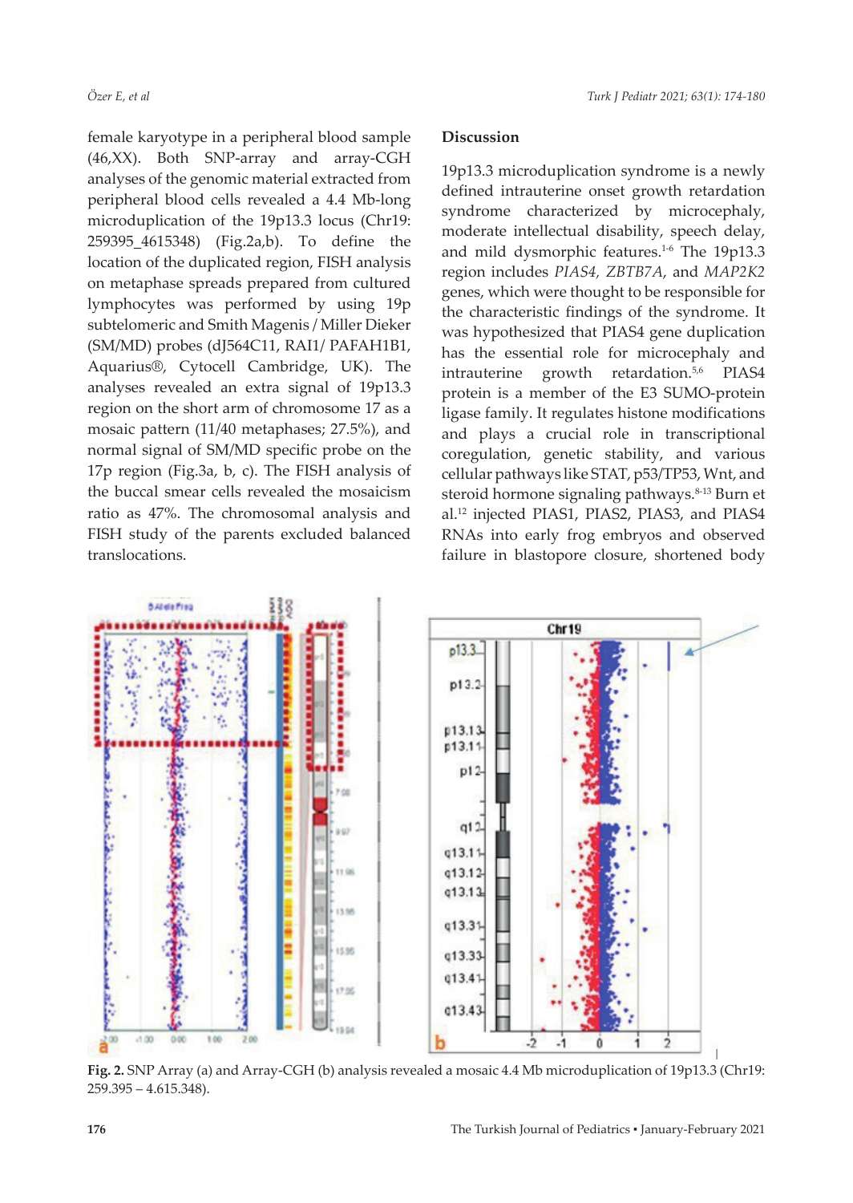female karyotype in a peripheral blood sample (46,XX). Both SNP-array and array-CGH analyses of the genomic material extracted from peripheral blood cells revealed a 4.4 Mb-long microduplication of the 19p13.3 locus (Chr19: 259395_4615348) (Fig.2a,b). To define the location of the duplicated region, FISH analysis on metaphase spreads prepared from cultured lymphocytes was performed by using 19p subtelomeric and Smith Magenis / Miller Dieker (SM/MD) probes (dJ564C11, RAI1/ PAFAH1B1, Aquarius®, Cytocell Cambridge, UK). The analyses revealed an extra signal of 19p13.3 region on the short arm of chromosome 17 as a mosaic pattern (11/40 metaphases; 27.5%), and normal signal of SM/MD specific probe on the 17p region (Fig.3a, b, c). The FISH analysis of the buccal smear cells revealed the mosaicism ratio as 47%. The chromosomal analysis and FISH study of the parents excluded balanced translocations.

## Discussion

19p13.3 microduplication syndrome is a newly defined intrauterine onset growth retardation syndrome characterized by microcephaly, moderate intellectual disability, speech delay, and mild dysmorphic features.[1-6] The 19p13.3 region includes *PIAS4, ZBTB7A*, and *MAP2K2* genes, which were thought to be responsible for the characteristic findings of the syndrome. It was hypothesized that PIAS4 gene duplication has the essential role for microcephaly and intrauterine growth retardation.[5,6] PIAS4 protein is a member of the E3 SUMO-protein ligase family. It regulates histone modifications and plays a crucial role in transcriptional coregulation, genetic stability, and various cellular pathways like STAT, p53/TP53, Wnt, and steroid hormone signaling pathways.[8-13] Burn et al.[12] injected PIAS1, PIAS2, PIAS3, and PIAS4 RNAs into early frog embryos and observed failure in blastopore closure, shortened body

**Fig. 2.** SNP Array (a) and Array-CGH (b) analysis revealed a mosaic 4.4 Mb microduplication of 19p13.3 (Chr19: 259.395 – 4.615.348).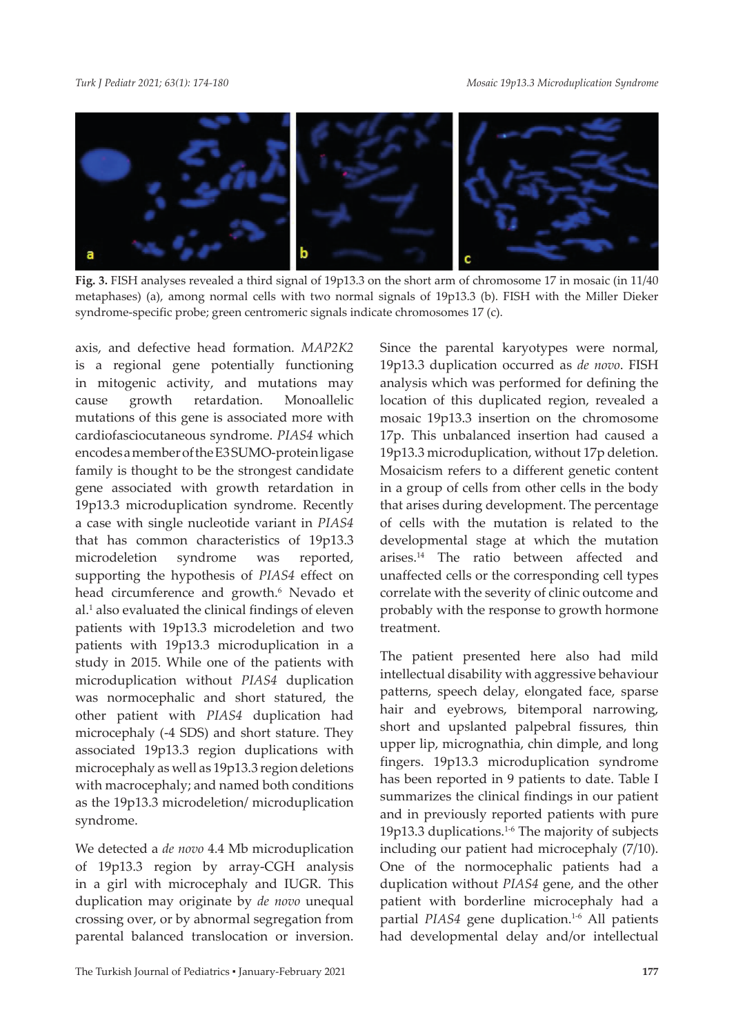Fig. 3. FISH analyses revealed a third signal of 19p13.3 on the short arm of chromosome 17 in mosaic (in 11/40 metaphases) (a), among normal cells with two normal signals of 19p13.3 (b). FISH with the Miller Dieker syndrome-specific probe; green centromeric signals indicate chromosomes 17 (c).

axis, and defective head formation. *MAP2K2* is a regional gene potentially functioning in mitogenic activity, and mutations may cause growth retardation. Monoallelic mutations of this gene is associated more with cardiofasciocutaneous syndrome. *PIAS4* which encodes a member of the E3 SUMO-protein ligase family is thought to be the strongest candidate gene associated with growth retardation in 19p13.3 microduplication syndrome. Recently a case with single nucleotide variant in *PIAS4* that has common characteristics of 19p13.3 microdeletion syndrome was reported, supporting the hypothesis of *PIAS4* effect on head circumference and growth.[6] Nevado et al.[1] also evaluated the clinical findings of eleven patients with 19p13.3 microdeletion and two patients with 19p13.3 microduplication in a study in 2015. While one of the patients with microduplication without *PIAS4* duplication was normocephalic and short statured, the other patient with *PIAS4* duplication had microcephaly (-4 SDS) and short stature. They associated 19p13.3 region duplications with microcephaly as well as 19p13.3 region deletions with macrocephaly; and named both conditions as the 19p13.3 microdeletion/ microduplication syndrome.

We detected a *de novo* 4.4 Mb microduplication of 19p13.3 region by array-CGH analysis in a girl with microcephaly and IUGR. This duplication may originate by *de novo* unequal crossing over, or by abnormal segregation from parental balanced translocation or inversion. Since the parental karyotypes were normal, 19p13.3 duplication occurred as *de novo*. FISH analysis which was performed for defining the location of this duplicated region, revealed a mosaic 19p13.3 insertion on the chromosome 17p. This unbalanced insertion had caused a 19p13.3 microduplication, without 17p deletion. Mosaicism refers to a different genetic content in a group of cells from other cells in the body that arises during development. The percentage of cells with the mutation is related to the developmental stage at which the mutation arises.[14] The ratio between affected and unaffected cells or the corresponding cell types correlate with the severity of clinic outcome and probably with the response to growth hormone treatment.

The patient presented here also had mild intellectual disability with aggressive behaviour patterns, speech delay, elongated face, sparse hair and eyebrows, bitemporal narrowing, short and upslanted palpebral fissures, thin upper lip, micrognathia, chin dimple, and long fingers. 19p13.3 microduplication syndrome has been reported in 9 patients to date. Table I summarizes the clinical findings in our patient and in previously reported patients with pure 19p13.3 duplications.[1-6] The majority of subjects including our patient had microcephaly (7/10). One of the normocephalic patients had a duplication without *PIAS4* gene, and the other patient with borderline microcephaly had a partial *PIAS4* gene duplication.[1-6] All patients had developmental delay and/or intellectual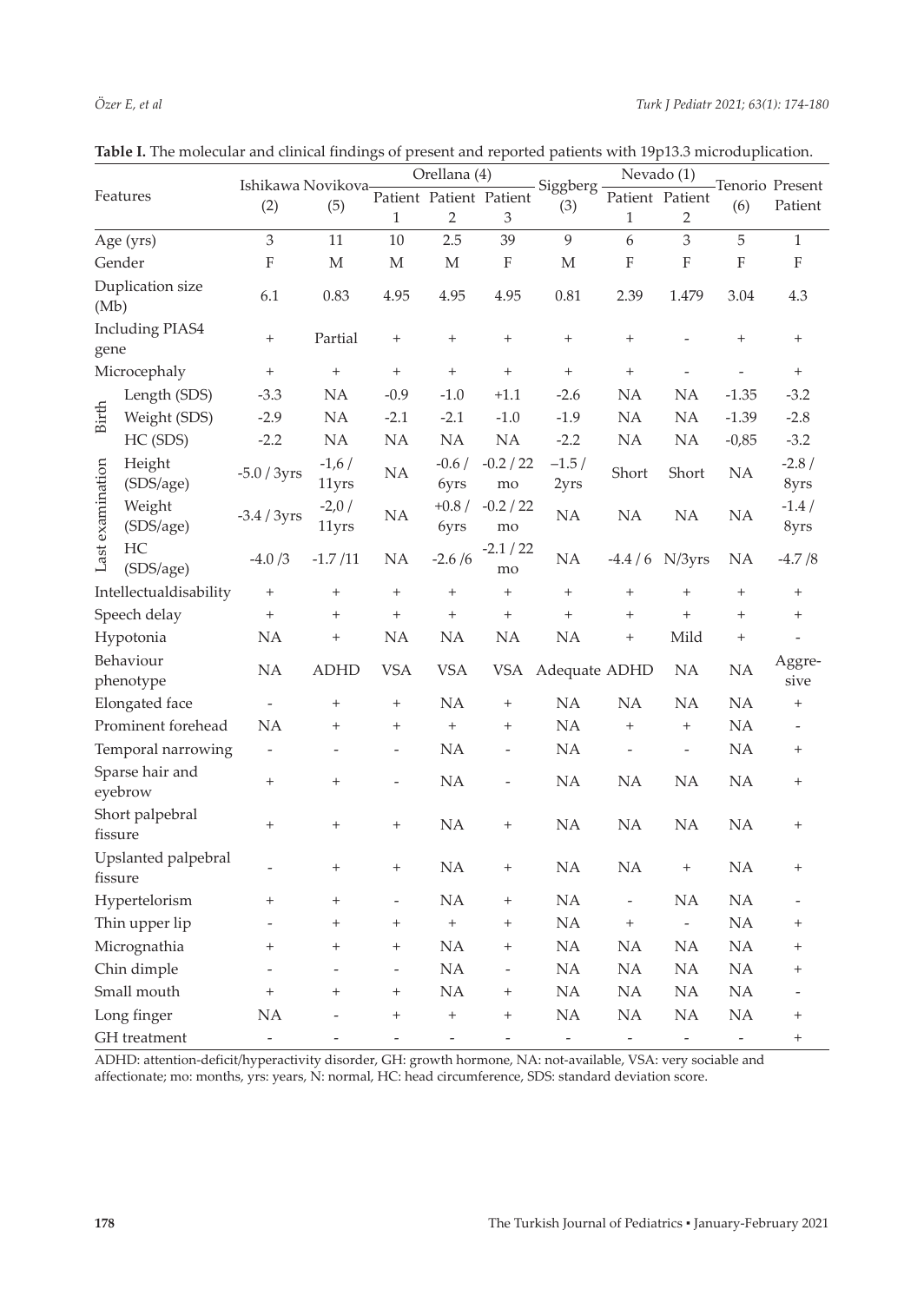**Table I.** The molecular and clinical findings of present and reported patients with 19p13.3 microduplication.

| Features | | Ishikawa (2) | Novikova (5) | Orellana (4) | | | Siggberg (3) | Nevado (1) | | Tenorio (6) | Present Patient |
|---|---|---|---|---|---|---|---|---|---|---|---|
| | | | | Patient 1 | Patient 2 | Patient 3 | | Patient 1 | Patient 2 | | |
| Age (yrs) | | 3 | 11 | 10 | 2.5 | 39 | 9 | 6 | 3 | 5 | 1 |
| Gender | | F | M | M | M | F | M | F | F | F | F |
| Duplication size (Mb) | | 6.1 | 0.83 | 4.95 | 4.95 | 4.95 | 0.81 | 2.39 | 1.479 | 3.04 | 4.3 |
| Including PIAS4 gene | | + | Partial | + | + | + | + | + | - | + | + |
| Microcephaly | | + | + | + | + | + | + | + | - | - | + |
| Birth | Length (SDS) | -3.3 | NA | -0.9 | -1.0 | +1.1 | -2.6 | NA | NA | -1.35 | -3.2 |
| | Weight (SDS) | -2.9 | NA | -2.1 | -2.1 | -1.0 | -1.9 | NA | NA | -1.39 | -2.8 |
| | HC (SDS) | -2.2 | NA | NA | NA | NA | -2.2 | NA | NA | -0,85 | -3.2 |
| Last examination | Height (SDS/age) | -5.0 / 3yrs | -1,6 / 11yrs | NA | -0.6 / 6yrs | -0.2 / 22 mo | –1.5 / 2yrs | Short | Short | NA | -2.8 / 8yrs |
| | Weight (SDS/age) | -3.4 / 3yrs | -2,0 / 11yrs | NA | +0.8 / 6yrs | -0.2 / 22 mo | NA | NA | NA | NA | -1.4 / 8yrs |
| | HC (SDS/age) | -4.0 /3 | -1.7 /11 | NA | -2.6 /6 | -2.1 / 22 mo | NA | -4.4 / 6 | N/3yrs | NA | -4.7 /8 |
| Intellectualdisability | | + | + | + | + | + | + | + | + | + | + |
| Speech delay | | + | + | + | + | + | + | + | + | + | + |
| Hypotonia | | NA | + | NA | NA | NA | NA | + | Mild | + | - |
| Behaviour phenotype | | NA | ADHD | VSA | VSA | VSA | Adequate | ADHD | NA | NA | Aggre-sive |
| Elongated face | | - | + | + | NA | + | NA | NA | NA | NA | + |
| Prominent forehead | | NA | + | + | + | + | NA | + | + | NA | - |
| Temporal narrowing | | - | - | - | NA | - | NA | - | - | NA | + |
| Sparse hair and eyebrow | | + | + | - | NA | - | NA | NA | NA | NA | + |
| Short palpebral fissure | | + | + | + | NA | + | NA | NA | NA | NA | + |
| Upslanted palpebral fissure | | - | + | + | NA | + | NA | NA | + | NA | + |
| Hypertelorism | | + | + | - | NA | + | NA | - | NA | NA | - |
| Thin upper lip | | - | + | + | + | + | NA | + | - | NA | + |
| Micrognathia | | + | + | + | NA | + | NA | NA | NA | NA | + |
| Chin dimple | | - | - | - | NA | - | NA | NA | NA | NA | + |
| Small mouth | | + | + | + | NA | + | NA | NA | NA | NA | - |
| Long finger | | NA | - | + | + | + | NA | NA | NA | NA | + |
| GH treatment | | - | - | - | - | - | - | - | - | - | + |

ADHD: attention-deficit/hyperactivity disorder, GH: growth hormone, NA: not-available, VSA: very sociable and affectionate; mo: months, yrs: years, N: normal, HC: head circumference, SDS: standard deviation score.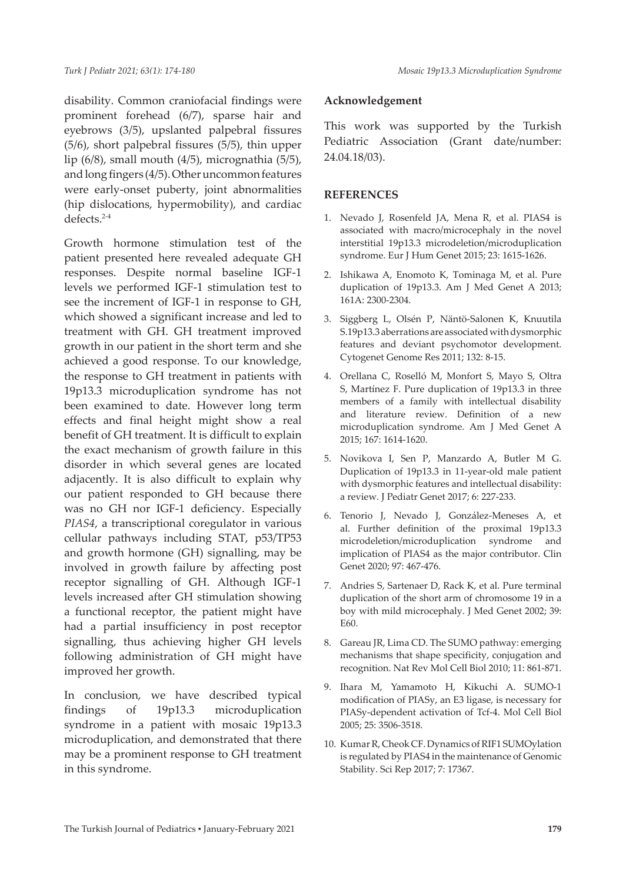disability. Common craniofacial findings were prominent forehead (6/7), sparse hair and eyebrows (3/5), upslanted palpebral fissures (5/6), short palpebral fissures (5/5), thin upper lip (6/8), small mouth (4/5), micrognathia (5/5), and long fingers (4/5). Other uncommon features were early-onset puberty, joint abnormalities (hip dislocations, hypermobility), and cardiac defects.[2-4]

Growth hormone stimulation test of the patient presented here revealed adequate GH responses. Despite normal baseline IGF-1 levels we performed IGF-1 stimulation test to see the increment of IGF-1 in response to GH, which showed a significant increase and led to treatment with GH. GH treatment improved growth in our patient in the short term and she achieved a good response. To our knowledge, the response to GH treatment in patients with 19p13.3 microduplication syndrome has not been examined to date. However long term effects and final height might show a real benefit of GH treatment. It is difficult to explain the exact mechanism of growth failure in this disorder in which several genes are located adjacently. It is also difficult to explain why our patient responded to GH because there was no GH nor IGF-1 deficiency. Especially *PIAS4*, a transcriptional coregulator in various cellular pathways including STAT, p53/TP53 and growth hormone (GH) signalling, may be involved in growth failure by affecting post receptor signalling of GH. Although IGF-1 levels increased after GH stimulation showing a functional receptor, the patient might have had a partial insufficiency in post receptor signalling, thus achieving higher GH levels following administration of GH might have improved her growth.

In conclusion, we have described typical findings of 19p13.3 microduplication syndrome in a patient with mosaic 19p13.3 microduplication, and demonstrated that there may be a prominent response to GH treatment in this syndrome.

### Acknowledgement

This work was supported by the Turkish Pediatric Association (Grant date/number: 24.04.18/03).

## REFERENCES

1. Nevado J, Rosenfeld JA, Mena R, et al. PIAS4 is associated with macro/microcephaly in the novel interstitial 19p13.3 microdeletion/microduplication syndrome. Eur J Hum Genet 2015; 23: 1615-1626.
2. Ishikawa A, Enomoto K, Tominaga M, et al. Pure duplication of 19p13.3. Am J Med Genet A 2013; 161A: 2300-2304.
3. Siggberg L, Olsén P, Näntö-Salonen K, Knuutila S.19p13.3 aberrations are associated with dysmorphic features and deviant psychomotor development. Cytogenet Genome Res 2011; 132: 8-15.
4. Orellana C, Roselló M, Monfort S, Mayo S, Oltra S, Martínez F. Pure duplication of 19p13.3 in three members of a family with intellectual disability and literature review. Definition of a new microduplication syndrome. Am J Med Genet A 2015; 167: 1614-1620.
5. Novikova I, Sen P, Manzardo A, Butler M G. Duplication of 19p13.3 in 11-year-old male patient with dysmorphic features and intellectual disability: a review. J Pediatr Genet 2017; 6: 227-233.
6. Tenorio J, Nevado J, González-Meneses A, et al. Further definition of the proximal 19p13.3 microdeletion/microduplication syndrome and implication of PIAS4 as the major contributor. Clin Genet 2020; 97: 467-476.
7. Andries S, Sartenaer D, Rack K, et al. Pure terminal duplication of the short arm of chromosome 19 in a boy with mild microcephaly. J Med Genet 2002; 39: E60.
8. Gareau JR, Lima CD. The SUMO pathway: emerging mechanisms that shape specificity, conjugation and recognition. Nat Rev Mol Cell Biol 2010; 11: 861-871.
9. Ihara M, Yamamoto H, Kikuchi A. SUMO-1 modification of PIASy, an E3 ligase, is necessary for PIASy-dependent activation of Tcf-4. Mol Cell Biol 2005; 25: 3506-3518.
10. Kumar R, Cheok CF. Dynamics of RIF1 SUMOylation is regulated by PIAS4 in the maintenance of Genomic Stability. Sci Rep 2017; 7: 17367.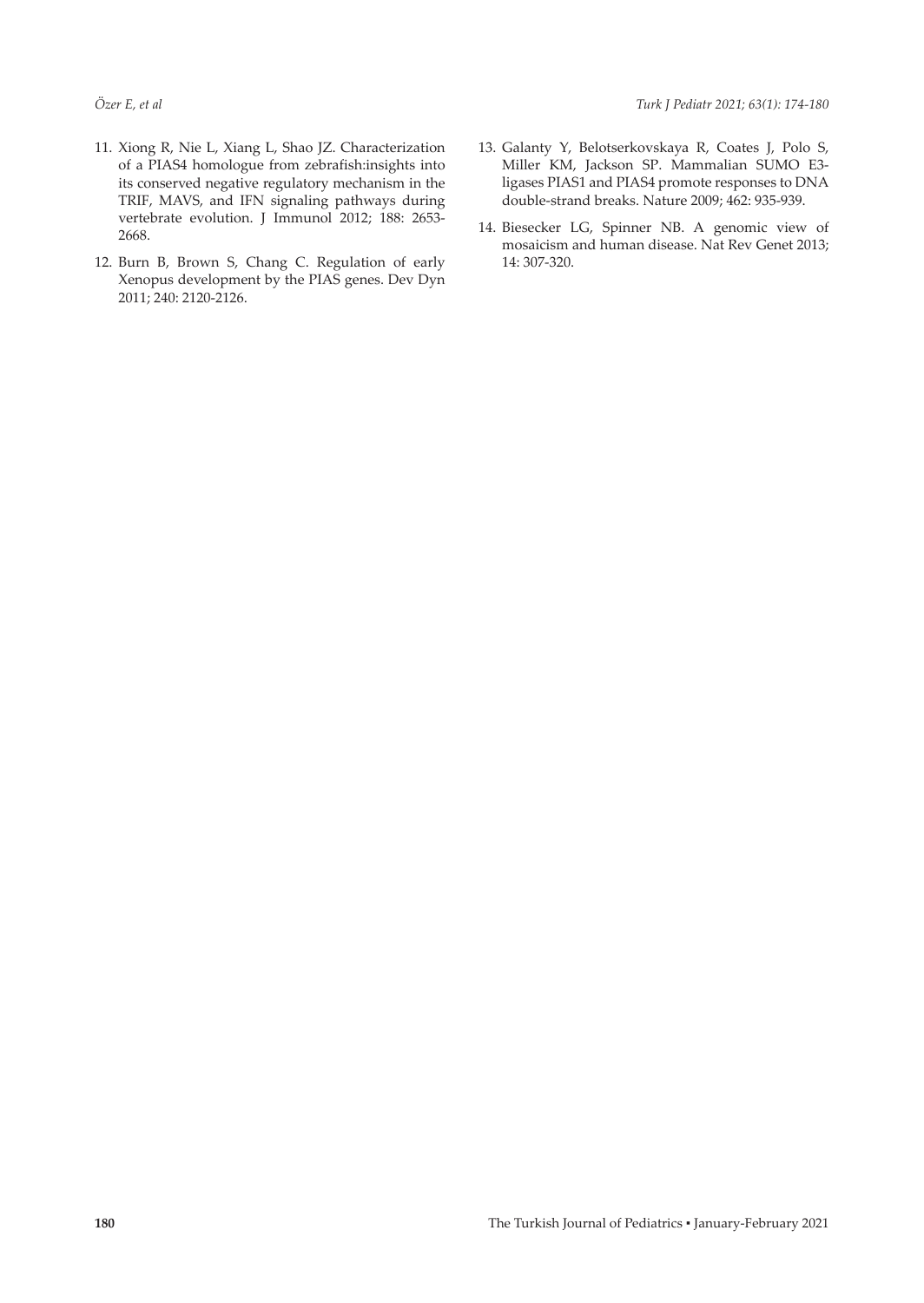11. Xiong R, Nie L, Xiang L, Shao JZ. Characterization of a PIAS4 homologue from zebrafish:insights into its conserved negative regulatory mechanism in the TRIF, MAVS, and IFN signaling pathways during vertebrate evolution. J Immunol 2012; 188: 2653-2668.
12. Burn B, Brown S, Chang C. Regulation of early Xenopus development by the PIAS genes. Dev Dyn 2011; 240: 2120-2126.
13. Galanty Y, Belotserkovskaya R, Coates J, Polo S, Miller KM, Jackson SP. Mammalian SUMO E3-ligases PIAS1 and PIAS4 promote responses to DNA double-strand breaks. Nature 2009; 462: 935-939.
14. Biesecker LG, Spinner NB. A genomic view of mosaicism and human disease. Nat Rev Genet 2013; 14: 307-320.